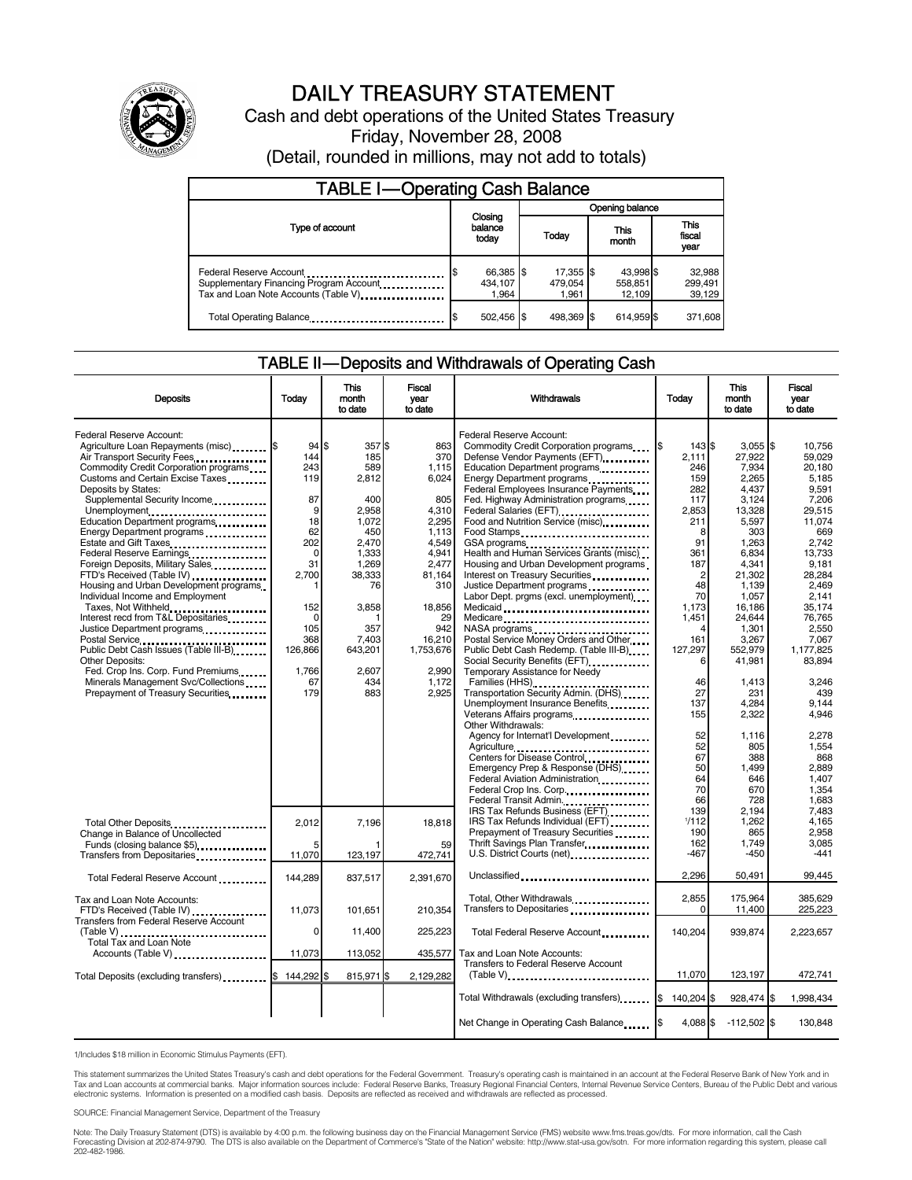# DAILY TREASURY STATEMENT

Cash and debt operations of the United States Treasury

Friday, November 28, 2008

(Detail, rounded in millions, may not add to totals)

## TABLE I—Operating Cash Balance

| Type of account | Closing balance today | Opening balance Today | Opening balance This month | Opening balance This fiscal year |
|---|---|---|---|---|
| Federal Reserve Account | $ 66,385 | $ 17,355 | $ 43,998 | $ 32,988 |
| Supplementary Financing Program Account | 434,107 | 479,054 | 558,851 | 299,491 |
| Tax and Loan Note Accounts (Table V) | 1,964 | 1,961 | 12,109 | 39,129 |
| Total Operating Balance | $ 502,456 | $ 498,369 | $ 614,959 | $ 371,608 |

## TABLE II—Deposits and Withdrawals of Operating Cash

| Deposits | Today | This month to date | Fiscal year to date |
|---|---|---|---|
| Federal Reserve Account: | | | |
| Agriculture Loan Repayments (misc) | $ 94 | $ 357 | $ 863 |
| Air Transport Security Fees | 144 | 185 | 370 |
| Commodity Credit Corporation programs | 243 | 589 | 1,115 |
| Customs and Certain Excise Taxes | 119 | 2,812 | 6,024 |
| Deposits by States: | | | |
| Supplemental Security Income | 87 | 400 | 805 |
| Unemployment | 9 | 2,958 | 4,310 |
| Education Department programs | 18 | 1,072 | 2,295 |
| Energy Department programs | 62 | 450 | 1,113 |
| Estate and Gift Taxes | 202 | 2,470 | 4,549 |
| Federal Reserve Earnings | 0 | 1,333 | 4,941 |
| Foreign Deposits, Military Sales | 31 | 1,269 | 2,477 |
| FTD's Received (Table IV) | 2,700 | 38,333 | 81,164 |
| Housing and Urban Development programs | 1 | 76 | 310 |
| Individual Income and Employment Taxes, Not Withheld | 152 | 3,858 | 18,856 |
| Interest recd from T&L Depositaries | 0 | 1 | 29 |
| Justice Department programs | 105 | 357 | 942 |
| Postal Service | 368 | 7,403 | 16,210 |
| Public Debt Cash Issues (Table III-B) | 126,866 | 643,201 | 1,753,676 |
| Other Deposits: | | | |
| Fed. Crop Ins. Corp. Fund Premiums | 1,766 | 2,607 | 2,990 |
| Minerals Management Svc/Collections | 67 | 434 | 1,172 |
| Prepayment of Treasury Securities | 179 | 883 | 2,925 |
| Total Other Deposits | 2,012 | 7,196 | 18,818 |
| Change in Balance of Uncollected Funds (closing balance $5) | 5 | 1 | 59 |
| Transfers from Depositaries | 11,070 | 123,197 | 472,741 |
| Total Federal Reserve Account | 144,289 | 837,517 | 2,391,670 |
| Tax and Loan Note Accounts: | | | |
| FTD's Received (Table IV) | 11,073 | 101,651 | 210,354 |
| Transfers from Federal Reserve Account (Table V) | 0 | 11,400 | 225,223 |
| Total Tax and Loan Note Accounts (Table V) | 11,073 | 113,052 | 435,577 |
| Total Deposits (excluding transfers) | $ 144,292 | $ 815,971 | $ 2,129,282 |

| Withdrawals | Today | This month to date | Fiscal year to date |
|---|---|---|---|
| Federal Reserve Account: | | | |
| Commodity Credit Corporation programs | $ 143 | $ 3,055 | $ 10,756 |
| Defense Vendor Payments (EFT) | 2,111 | 27,922 | 59,029 |
| Education Department programs | 246 | 7,934 | 20,180 |
| Energy Department programs | 159 | 2,265 | 5,185 |
| Federal Employees Insurance Payments | 282 | 4,437 | 9,591 |
| Fed. Highway Administration programs | 117 | 3,124 | 7,206 |
| Federal Salaries (EFT) | 2,853 | 13,328 | 29,515 |
| Food and Nutrition Service (misc) | 211 | 5,597 | 11,074 |
| Food Stamps | 8 | 303 | 669 |
| GSA programs | 91 | 1,263 | 2,742 |
| Health and Human Services Grants (misc) | 361 | 6,834 | 13,733 |
| Housing and Urban Development programs | 187 | 4,341 | 9,181 |
| Interest on Treasury Securities | 2 | 21,302 | 28,284 |
| Justice Department programs | 48 | 1,139 | 2,469 |
| Labor Dept. prgms (excl. unemployment) | 70 | 1,057 | 2,141 |
| Medicaid | 1,173 | 16,186 | 35,174 |
| Medicare | 1,451 | 24,644 | 76,765 |
| NASA programs | 4 | 1,301 | 2,550 |
| Postal Service Money Orders and Other | 161 | 3,267 | 7,067 |
| Public Debt Cash Redemp. (Table III-B) | 127,297 | 552,979 | 1,177,825 |
| Social Security Benefits (EFT) | 6 | 41,981 | 83,894 |
| Temporary Assistance for Needy Families (HHS) | 46 | 1,413 | 3,246 |
| Transportation Security Admin. (DHS) | 27 | 231 | 439 |
| Unemployment Insurance Benefits | 137 | 4,284 | 9,144 |
| Veterans Affairs programs | 155 | 2,322 | 4,946 |
| Other Withdrawals: | | | |
| Agency for Internat'l Development | 52 | 1,116 | 2,278 |
| Agriculture | 52 | 805 | 1,554 |
| Centers for Disease Control | 67 | 388 | 868 |
| Emergency Prep & Response (DHS) | 50 | 1,499 | 2,889 |
| Federal Aviation Administration | 64 | 646 | 1,407 |
| Federal Crop Ins. Corp. | 70 | 670 | 1,354 |
| Federal Transit Admin. | 66 | 728 | 1,683 |
| IRS Tax Refunds Business (EFT) | 139 | 2,194 | 7,483 |
| IRS Tax Refunds Individual (EFT) | [1]112 | 1,262 | 4,165 |
| Prepayment of Treasury Securities | 190 | 865 | 2,958 |
| Thrift Savings Plan Transfer | 162 | 1,749 | 3,085 |
| U.S. District Courts (net) | -467 | -450 | -441 |
| Unclassified | 2,296 | 50,491 | 99,445 |
| Total, Other Withdrawals | 2,855 | 175,964 | 385,629 |
| Transfers to Depositaries | 0 | 11,400 | 225,223 |
| Total Federal Reserve Account | 140,204 | 939,874 | 2,223,657 |
| Tax and Loan Note Accounts: | | | |
| Transfers to Federal Reserve Account (Table V) | 11,070 | 123,197 | 472,741 |
| Total Withdrawals (excluding transfers) | $ 140,204 | $ 928,474 | $ 1,998,434 |
| Net Change in Operating Cash Balance | $ 4,088 | $ -112,502 | $ 130,848 |

1/Includes $18 million in Economic Stimulus Payments (EFT).

This statement summarizes the United States Treasury's cash and debt operations for the Federal Government. Treasury's operating cash is maintained in an account at the Federal Reserve Bank of New York and in Tax and Loan accounts at commercial banks. Major information sources include: Federal Reserve Banks, Treasury Regional Financial Centers, Internal Revenue Service Centers, Bureau of the Public Debt and various electronic systems. Information is presented on a modified cash basis. Deposits are reflected as received and withdrawals are reflected as processed.

SOURCE: Financial Management Service, Department of the Treasury

Note: The Daily Treasury Statement (DTS) is available by 4:00 p.m. the following business day on the Financial Management Service (FMS) website www.fms.treas.gov/dts. For more information, call the Cash Forecasting Division at 202-874-9790. The DTS is also available on the Department of Commerce's "State of the Nation" website: http://www.stat-usa.gov/sotn. For more information regarding this system, please call 202-482-1986.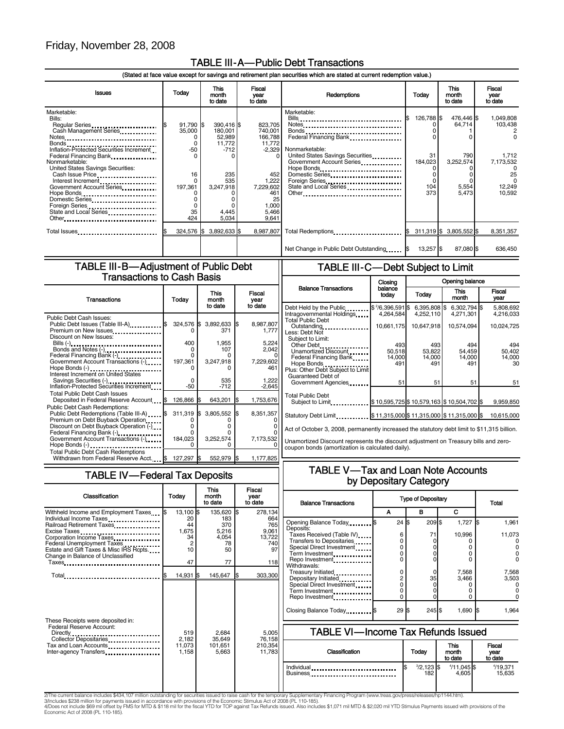Friday, November 28, 2008

## TABLE III-A—Public Debt Transactions

(Stated at face value except for savings and retirement plan securities which are stated at current redemption value.)

| Issues | Today | This month to date | Fiscal year to date |
|---|---|---|---|
| Marketable: | | | |
| Bills: | | | |
| Regular Series | $ 91,790 | $ 390,416 | $ 823,705 |
| Cash Management Series | 35,000 | 180,001 | 740,001 |
| Notes | 0 | 52,989 | 166,788 |
| Bonds | 0 | 11,772 | 11,772 |
| Inflation-Protected Securities Increment | -50 | -712 | -2,329 |
| Federal Financing Bank | 0 | 0 | 0 |
| Nonmarketable: | | | |
| United States Savings Securities: | | | |
| Cash Issue Price | 16 | 235 | 452 |
| Interest Increment | 0 | 535 | 1,222 |
| Government Account Series | 197,361 | 3,247,918 | 7,229,602 |
| Hope Bonds | 0 | 0 | 461 |
| Domestic Series | 0 | 0 | 25 |
| Foreign Series | 0 | 0 | 1,000 |
| State and Local Series | 35 | 4,445 | 5,466 |
| Other | 424 | 5,034 | 9,641 |
| Total Issues | $ 324,576 | $ 3,892,633 | $ 8,987,807 |

| Redemptions | Today | This month to date | Fiscal year to date |
|---|---|---|---|
| Marketable: | | | |
| Bills | $ 126,788 | $ 476,446 | $ 1,049,808 |
| Notes | 0 | 64,714 | 103,438 |
| Bonds | 0 | 1 | 2 |
| Federal Financing Bank | 0 | 0 | 0 |
| Nonmarketable: | | | |
| United States Savings Securities | 31 | 790 | 1,712 |
| Government Account Series | 184,023 | 3,252,574 | 7,173,532 |
| Hope Bonds | 0 | 0 | 0 |
| Domestic Series | 0 | 0 | 25 |
| Foreign Series | 0 | 0 | 0 |
| State and Local Series | 104 | 5,554 | 12,249 |
| Other | 373 | 5,473 | 10,592 |
| Total Redemptions | $ 311,319 | $ 3,805,552 | $ 8,351,357 |
| Net Change in Public Debt Outstanding | $ 13,257 | $ 87,080 | $ 636,450 |

## TABLE III-B—Adjustment of Public Debt Transactions to Cash Basis

| Transactions | Today | This month to date | Fiscal year to date |
|---|---|---|---|
| Public Debt Cash Issues: | | | |
| Public Debt Issues (Table III-A) | $ 324,576 | $ 3,892,633 | $ 8,987,807 |
| Premium on New Issues | 0 | 371 | 1,777 |
| Discount on New Issues: | | | |
| Bills (-) | 400 | 1,955 | 5,224 |
| Bonds and Notes (-) | 0 | 107 | 2,042 |
| Federal Financing Bank (-) | 0 | 0 | 0 |
| Government Account Transactions (-) | 197,361 | 3,247,918 | 7,229,602 |
| Hope Bonds (-) | 0 | 0 | 461 |
| Interest Increment on United States Savings Securities (-) | 0 | 535 | 1,222 |
| Inflation-Protected Securities Increment | -50 | -712 | -2,645 |
| Total Public Debt Cash Issues Deposited in Federal Reserve Account | $ 126,866 | $ 643,201 | $ 1,753,676 |
| Public Debt Cash Redemptions: | | | |
| Public Debt Redemptions (Table III-A) | $ 311,319 | $ 3,805,552 | $ 8,351,357 |
| Premium on Debt Buyback Operation | 0 | 0 | 0 |
| Discount on Debt Buyback Operation (-) | 0 | 0 | 0 |
| Federal Financing Bank (-) | 0 | 0 | 0 |
| Government Account Transactions (-) | 184,023 | 3,252,574 | 7,173,532 |
| Hope Bonds (-) | 0 | 0 | 0 |
| Total Public Debt Cash Redemptions Withdrawn from Federal Reserve Acct. | $ 127,297 | $ 552,979 | $ 1,177,825 |

## TABLE III-C—Debt Subject to Limit

| Balance Transactions | Closing balance today | Opening balance Today | Opening balance This month | Opening balance Fiscal year |
|---|---|---|---|---|
| Debt Held by the Public | $ [2]6,396,591 | $ 6,395,808 | $ 6,302,794 | $ 5,808,692 |
| Intragovernmental Holdings | 4,264,584 | 4,252,110 | 4,271,301 | 4,216,033 |
| Total Public Debt Outstanding | 10,661,175 | 10,647,918 | 10,574,094 | 10,024,725 |
| Less: Debt Not Subject to Limit: | | | | |
| Other Debt | 493 | 493 | 494 | 494 |
| Unamortized Discount | 50,518 | 53,822 | 54,459 | 50,402 |
| Federal Financing Bank | 14,000 | 14,000 | 14,000 | 14,000 |
| Hope Bonds | 491 | 491 | 491 | 30 |
| Plus: Other Debt Subject to Limit Guaranteed Debt of Government Agencies | 51 | 51 | 51 | 51 |
| Total Public Debt Subject to Limit | $ 10,595,725 | $ 10,579,163 | $ 10,504,702 | $ 9,959,850 |
| Statutory Debt Limit | $ 11,315,000 | $ 11,315,000 | $ 11,315,000 | $ 10,615,000 |

Act of October 3, 2008, permanently increased the statutory debt limit to $11,315 billion.

Unamortized Discount represents the discount adjustment on Treasury bills and zero-coupon bonds (amortization is calculated daily).

## TABLE IV—Federal Tax Deposits

| Classification | Today | This month to date | Fiscal year to date |
|---|---|---|---|
| Withheld Income and Employment Taxes | $ 13,100 | $ 135,620 | $ 278,134 |
| Individual Income Taxes | 20 | 183 | 664 |
| Railroad Retirement Taxes | 44 | 370 | 765 |
| Excise Taxes | 1,675 | 5,216 | 9,061 |
| Corporation Income Taxes | 34 | 4,054 | 13,722 |
| Federal Unemployment Taxes | 2 | 78 | 740 |
| Estate and Gift Taxes & Misc IRS Rcpts. | 10 | 50 | 97 |
| Change in Balance of Unclassified Taxes | 47 | 77 | 118 |
| Total | $ 14,931 | $ 145,647 | $ 303,300 |
| These Receipts were deposited in: | | | |
| Federal Reserve Account: | | | |
| Directly | 519 | 2,684 | 5,005 |
| Collector Depositaries | 2,182 | 35,649 | 76,158 |
| Tax and Loan Accounts | 11,073 | 101,651 | 210,354 |
| Inter-agency Transfers | 1,158 | 5,663 | 11,783 |

## TABLE V—Tax and Loan Note Accounts by Depositary Category

| Balance Transactions | Type of Depositary A | Type of Depositary B | Type of Depositary C | Total |
|---|---|---|---|---|
| Opening Balance Today | $ 24 | $ 209 | $ 1,727 | $ 1,961 |
| Deposits: | | | | |
| Taxes Received (Table IV) | 6 | 71 | 10,996 | 11,073 |
| Transfers to Depositaries | 0 | 0 | 0 | 0 |
| Special Direct Investment | 0 | 0 | 0 | 0 |
| Term Investment | 0 | 0 | 0 | 0 |
| Repo Investment | 0 | 0 | 0 | 0 |
| Withdrawals: | | | | |
| Treasury Initiated | 0 | 0 | 7,568 | 7,568 |
| Depositary Initiated | 2 | 35 | 3,466 | 3,503 |
| Special Direct Investment | 0 | 0 | 0 | 0 |
| Term Investment | 0 | 0 | 0 | 0 |
| Repo Investment | 0 | 0 | 0 | 0 |
| Closing Balance Today | $ 29 | $ 245 | $ 1,690 | $ 1,964 |

## TABLE VI—Income Tax Refunds Issued

| Classification | Today | This month to date | Fiscal year to date |
|---|---|---|---|
| Individual | $ [3]2,123 | $ [4]11,045 | $ [4]19,371 |
| Business | 182 | 4,605 | 15,635 |

2/The current balance includes $434,107 million outstanding for securities issued to raise cash for the temporary Supplementary Financing Program (www.treas.gov/press/releases/hp1144.htm).
3/Includes $238 million for payments issued in accordance with provisions of the Economic Stimulus Act of 2008 (PL 110-185).
4/Does not include $69 mil offset by FMS for MTD & $118 mil for the fiscal YTD for TOP against Tax Refunds issued. Also includes $1,071 mil MTD & $2,020 mil YTD Stimulus Payments issued with provisions of the Economic Act of 2008 (PL 110-185).